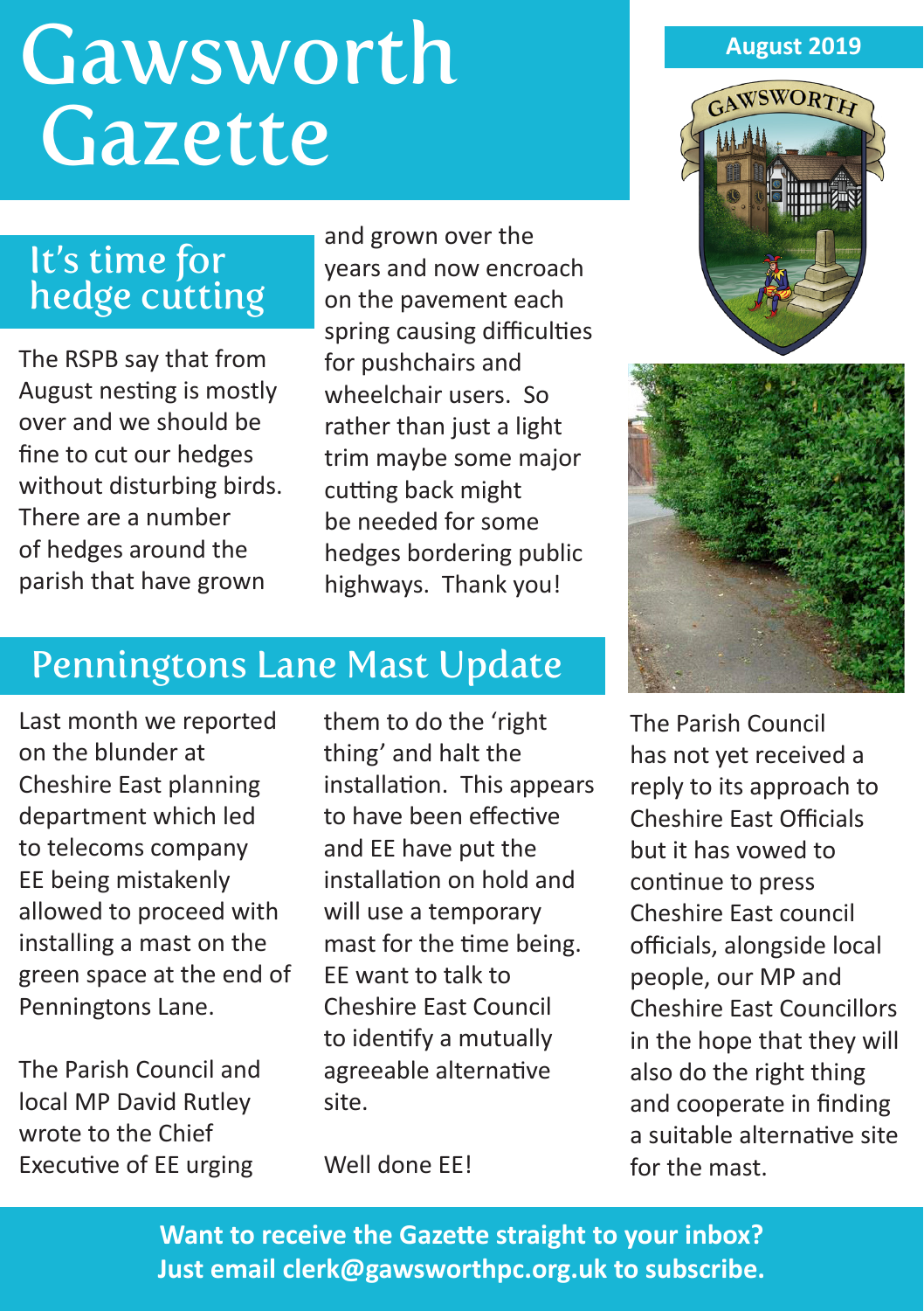# Gawsworth Gazette

**August 2019**

## It's time for hedge cutting

The RSPB say that from August nesting is mostly over and we should be fine to cut our hedges without disturbing birds. There are a number of hedges around the parish that have grown and grown over the years and now encroach on the pavement each spring causing difficulties for pushchairs and wheelchair users. So rather than just a light trim maybe some major cutting back might be needed for some hedges bordering public highways. Thank you!

## Penningtons Lane Mast Update

Last month we reported on the blunder at Cheshire East planning department which led to telecoms company EE being mistakenly allowed to proceed with installing a mast on the green space at the end of Penningtons Lane.

The Parish Council and local MP David Rutley wrote to the Chief Executive of EE urging them to do the 'right thing' and halt the installation. This appears to have been effective and EE have put the installation on hold and will use a temporary mast for the time being. EE want to talk to Cheshire East Council to identify a mutually agreeable alternative site.

Well done EE!

The Parish Council has not yet received a reply to its approach to Cheshire East Officials but it has vowed to continue to press Cheshire East council officials, alongside local people, our MP and Cheshire East Councillors in the hope that they will also do the right thing and cooperate in finding a suitable alternative site for the mast.

**Want to receive the Gazette straight to your inbox?**
**Just email clerk@gawsworthpc.org.uk to subscribe.**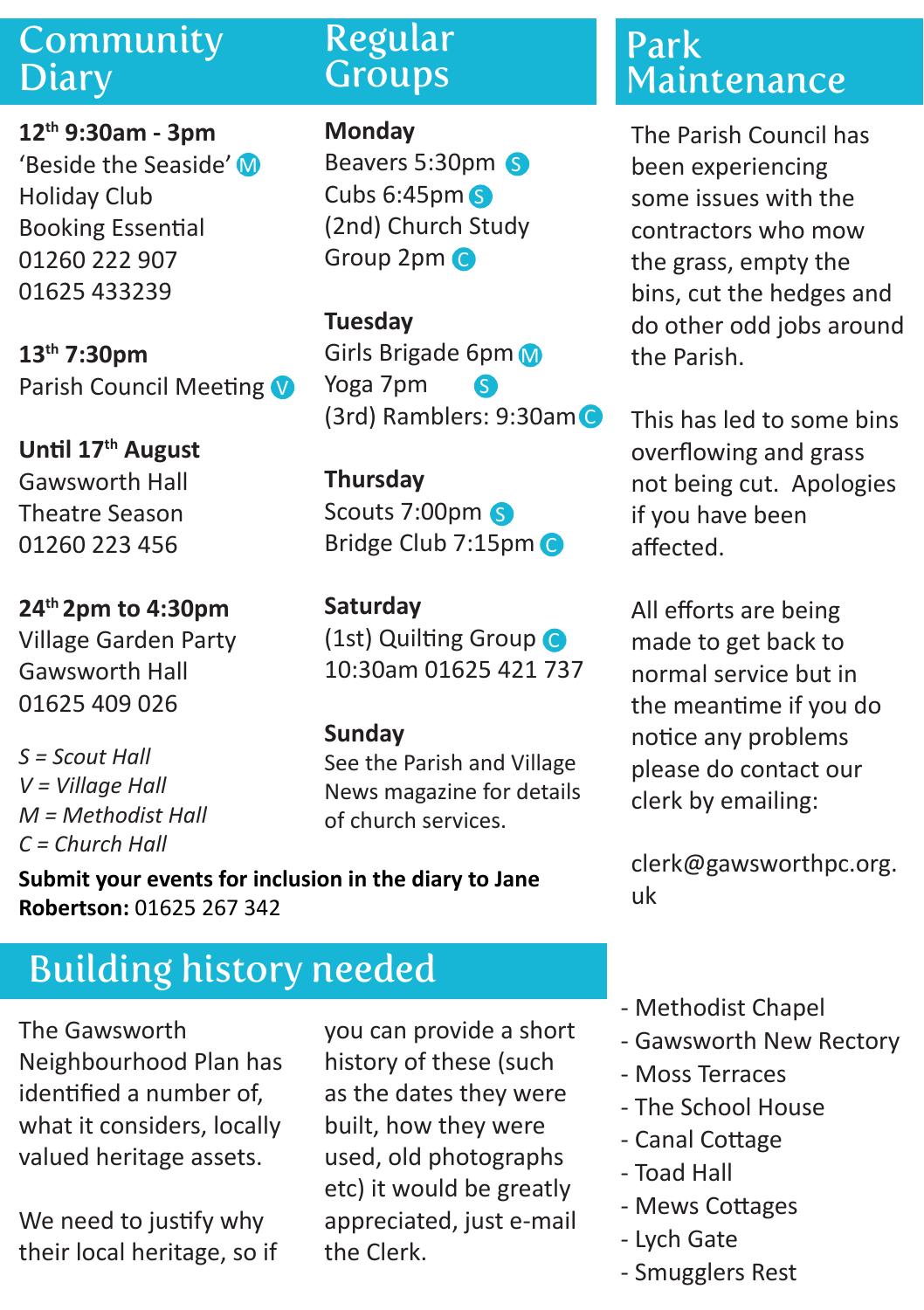## Community Diary

**12th 9:30am - 3pm**
'Beside the Seaside' M
Holiday Club
Booking Essential
01260 222 907
01625 433239

**13th 7:30pm**
Parish Council Meeting V

**Until 17th August**
Gawsworth Hall
Theatre Season
01260 223 456

**24th 2pm to 4:30pm**
Village Garden Party
Gawsworth Hall
01625 409 026

*S = Scout Hall*
*V = Village Hall*
*M = Methodist Hall*
*C = Church Hall*

## Regular Groups

**Monday**
Beavers 5:30pm S
Cubs 6:45pm S
(2nd) Church Study Group 2pm C

**Tuesday**
Girls Brigade 6pm M
Yoga 7pm S
(3rd) Ramblers: 9:30am C

**Thursday**
Scouts 7:00pm S
Bridge Club 7:15pm C

**Saturday**
(1st) Quilting Group C
10:30am 01625 421 737

**Sunday**
See the Parish and Village News magazine for details of church services.

**Submit your events for inclusion in the diary to Jane Robertson:** 01625 267 342

## Park Maintenance

The Parish Council has been experiencing some issues with the contractors who mow the grass, empty the bins, cut the hedges and do other odd jobs around the Parish.

This has led to some bins overflowing and grass not being cut. Apologies if you have been affected.

All efforts are being made to get back to normal service but in the meantime if you do notice any problems please do contact our clerk by emailing:

clerk@gawsworthpc.org.uk

## Building history needed

The Gawsworth Neighbourhood Plan has identified a number of, what it considers, locally valued heritage assets.

We need to justify why their local heritage, so if you can provide a short history of these (such as the dates they were built, how they were used, old photographs etc) it would be greatly appreciated, just e-mail the Clerk.

- Methodist Chapel
- Gawsworth New Rectory
- Moss Terraces
- The School House
- Canal Cottage
- Toad Hall
- Mews Cottages
- Lych Gate
- Smugglers Rest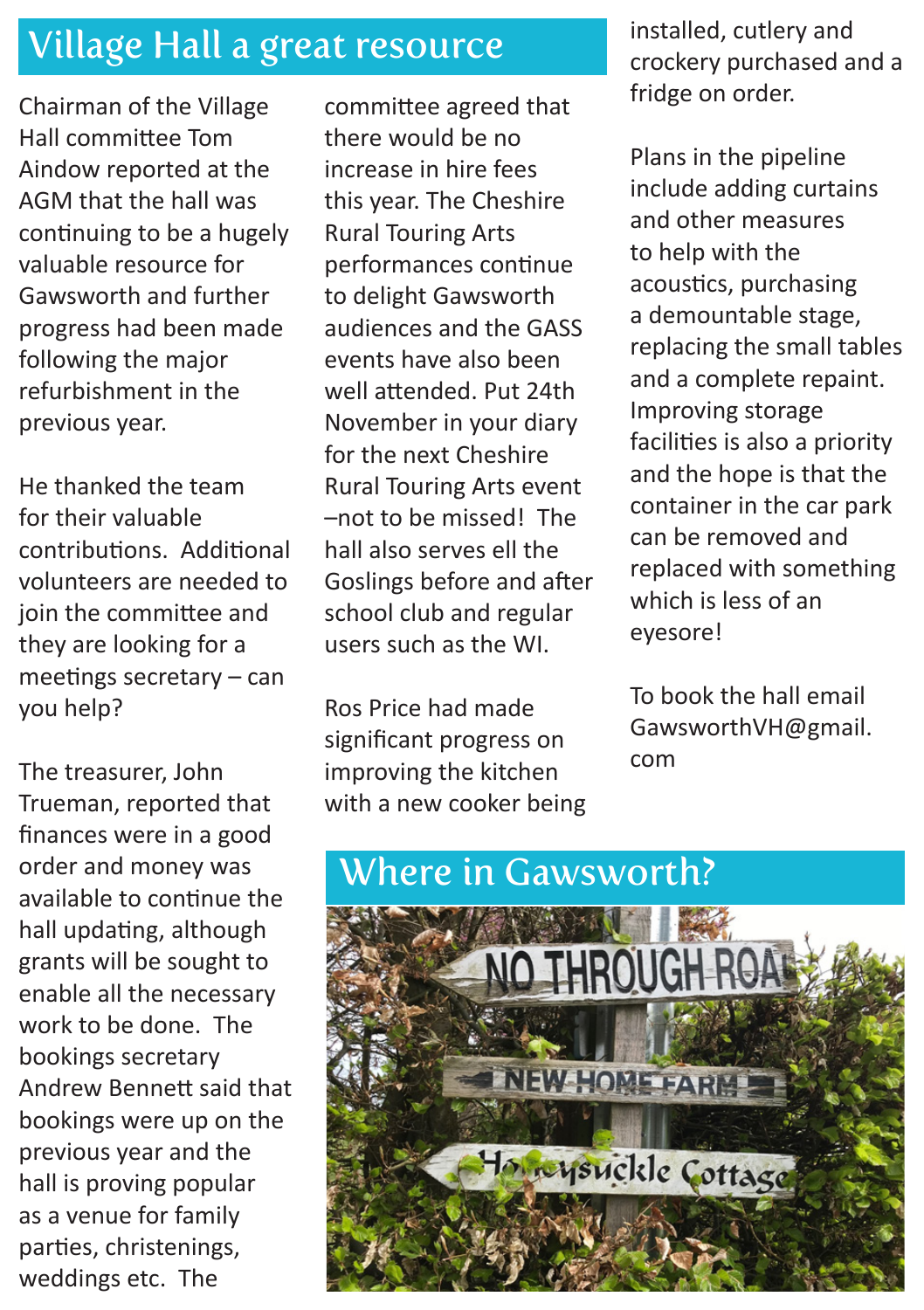## Village Hall a great resource

Chairman of the Village Hall committee Tom Aindow reported at the AGM that the hall was continuing to be a hugely valuable resource for Gawsworth and further progress had been made following the major refurbishment in the previous year.

He thanked the team for their valuable contributions. Additional volunteers are needed to join the committee and they are looking for a meetings secretary – can you help?

The treasurer, John Trueman, reported that finances were in a good order and money was available to continue the hall updating, although grants will be sought to enable all the necessary work to be done. The bookings secretary Andrew Bennett said that bookings were up on the previous year and the hall is proving popular as a venue for family parties, christenings, weddings etc. The committee agreed that there would be no increase in hire fees this year. The Cheshire Rural Touring Arts performances continue to delight Gawsworth audiences and the GASS events have also been well attended. Put 24th November in your diary for the next Cheshire Rural Touring Arts event –not to be missed! The hall also serves ell the Goslings before and after school club and regular users such as the WI.

Ros Price had made significant progress on improving the kitchen with a new cooker being installed, cutlery and crockery purchased and a fridge on order.

Plans in the pipeline include adding curtains and other measures to help with the acoustics, purchasing a demountable stage, replacing the small tables and a complete repaint. Improving storage facilities is also a priority and the hope is that the container in the car park can be removed and replaced with something which is less of an eyesore!

To book the hall email GawsworthVH@gmail.com

## Where in Gawsworth?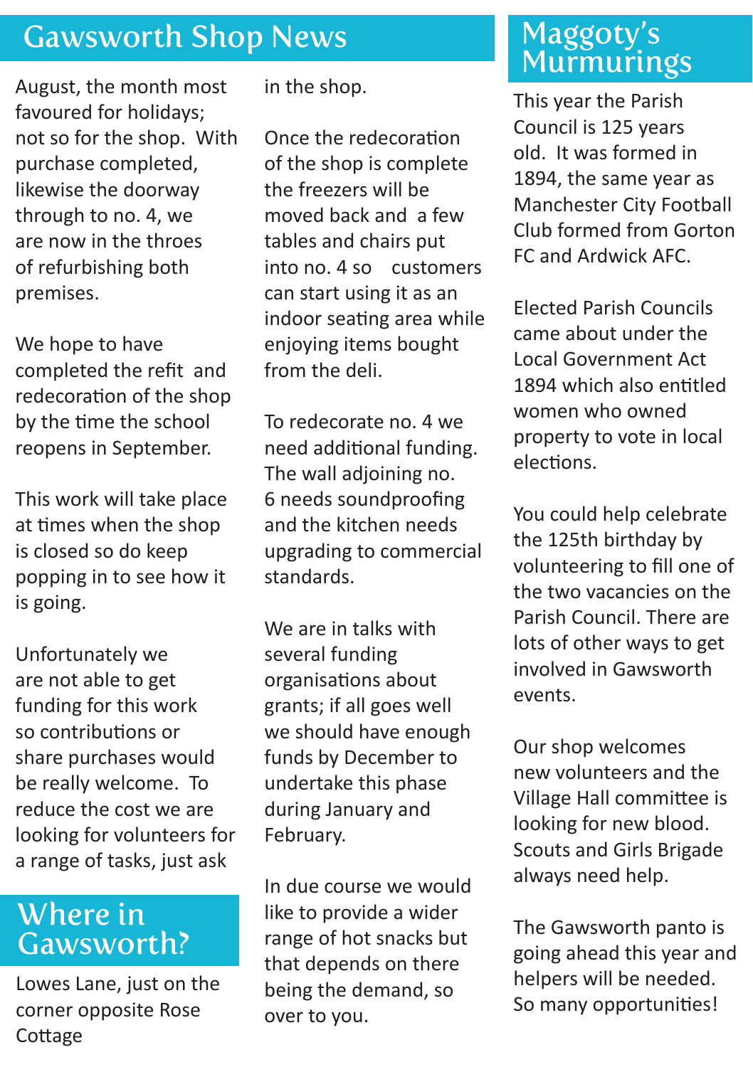## Gawsworth Shop News

August, the month most favoured for holidays; not so for the shop. With purchase completed, likewise the doorway through to no. 4, we are now in the throes of refurbishing both premises.

We hope to have completed the refit and redecoration of the shop by the time the school reopens in September.

This work will take place at times when the shop is closed so do keep popping in to see how it is going.

Unfortunately we are not able to get funding for this work so contributions or share purchases would be really welcome. To reduce the cost we are looking for volunteers for a range of tasks, just ask in the shop.

Once the redecoration of the shop is complete the freezers will be moved back and a few tables and chairs put into no. 4 so customers can start using it as an indoor seating area while enjoying items bought from the deli.

To redecorate no. 4 we need additional funding. The wall adjoining no. 6 needs soundproofing and the kitchen needs upgrading to commercial standards.

We are in talks with several funding organisations about grants; if all goes well we should have enough funds by December to undertake this phase during January and February.

In due course we would like to provide a wider range of hot snacks but that depends on there being the demand, so over to you.

## Where in Gawsworth?

Lowes Lane, just on the corner opposite Rose Cottage

## Maggoty's Murmurings

This year the Parish Council is 125 years old. It was formed in 1894, the same year as Manchester City Football Club formed from Gorton FC and Ardwick AFC.

Elected Parish Councils came about under the Local Government Act 1894 which also entitled women who owned property to vote in local elections.

You could help celebrate the 125th birthday by volunteering to fill one of the two vacancies on the Parish Council. There are lots of other ways to get involved in Gawsworth events.

Our shop welcomes new volunteers and the Village Hall committee is looking for new blood. Scouts and Girls Brigade always need help.

The Gawsworth panto is going ahead this year and helpers will be needed. So many opportunities!